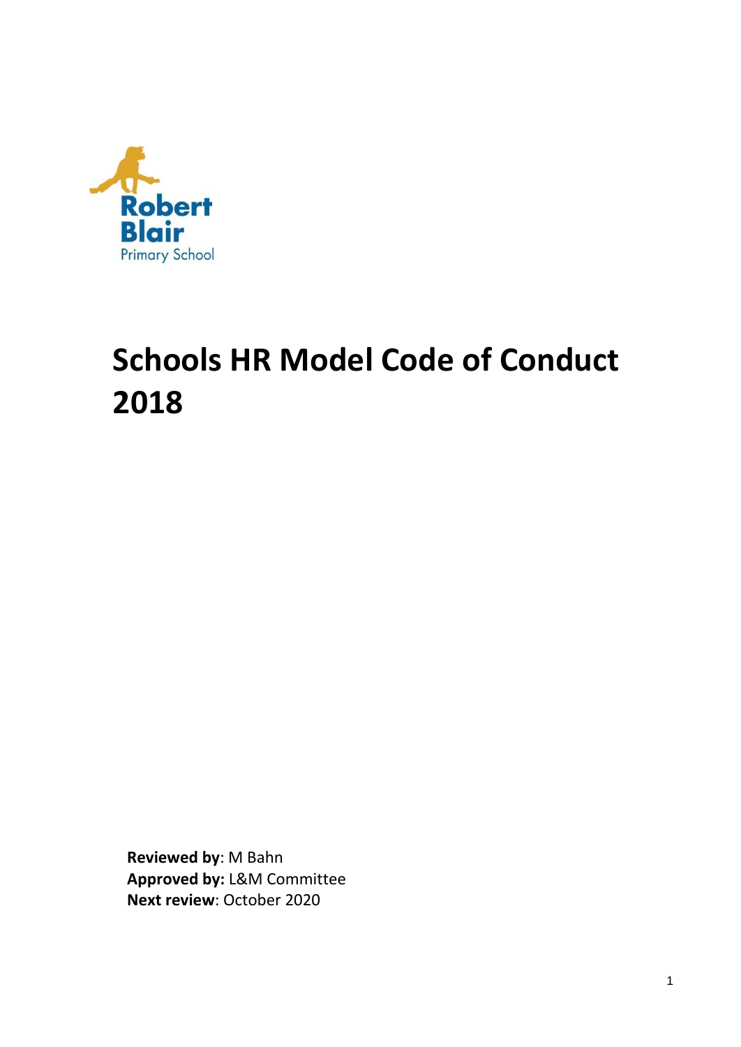Robert Blair
Primary School

# Schools HR Model Code of Conduct 2018

**Reviewed by**: M Bahn
**Approved by:** L&M Committee
**Next review**: October 2020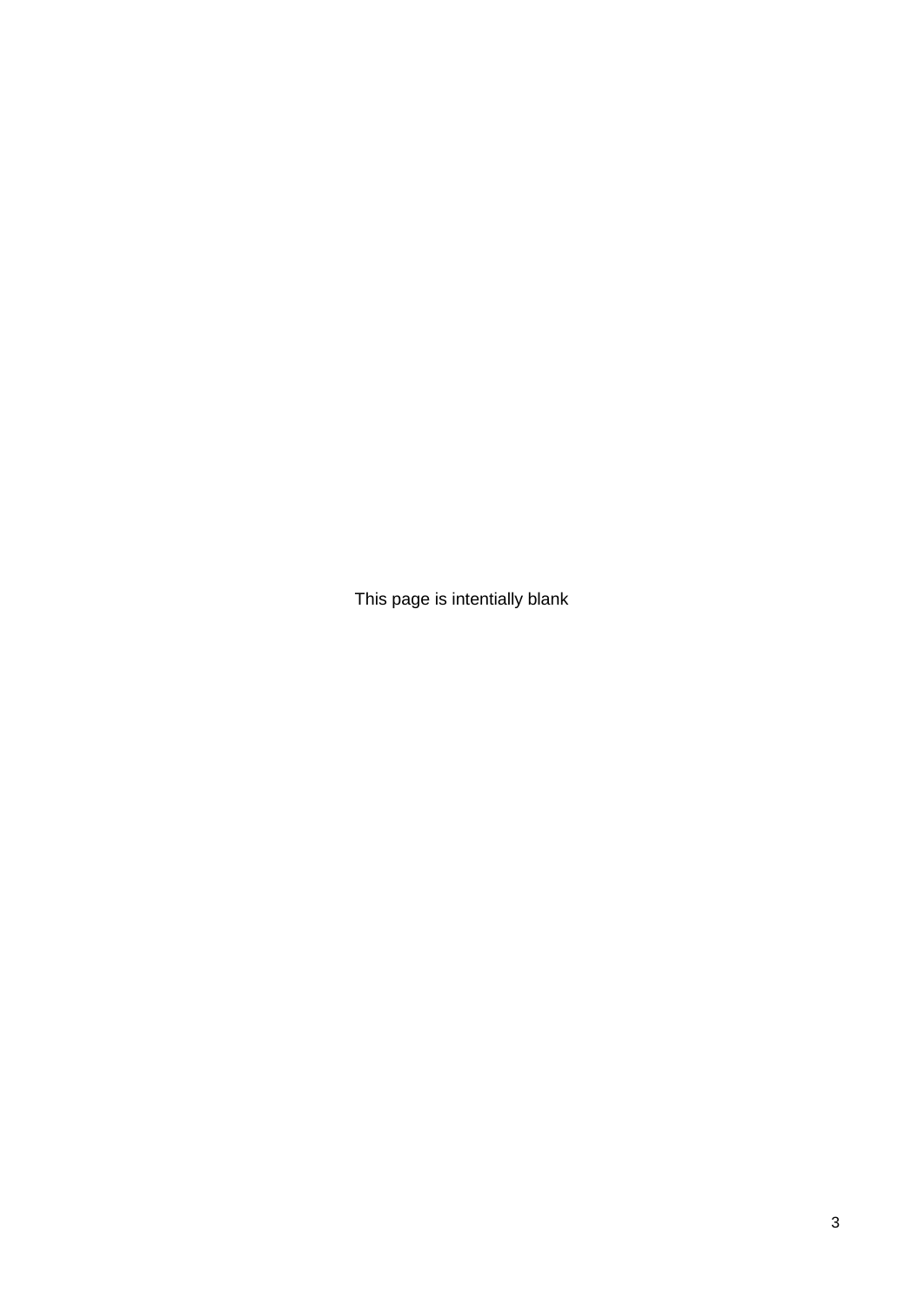This page is intentially blank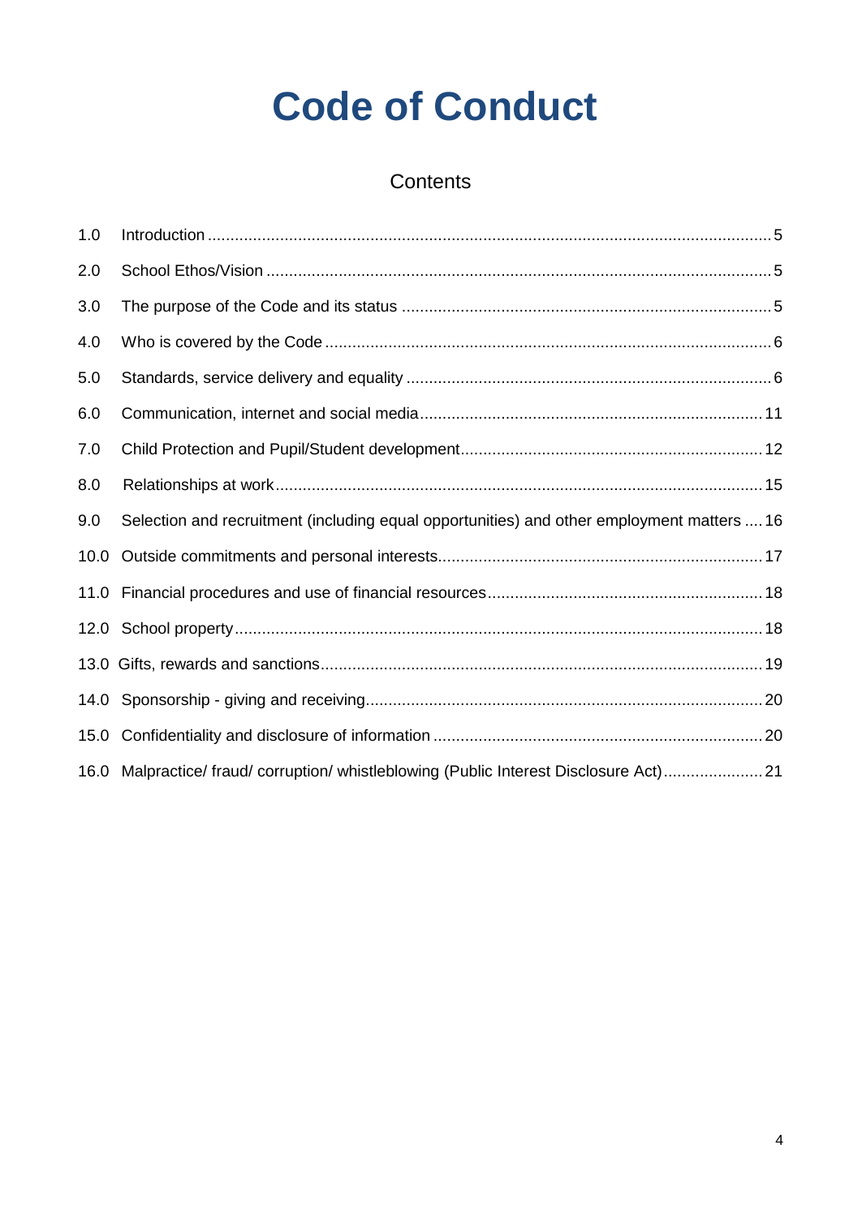# Code of Conduct

## Contents

1.0 Introduction ............................................................................................................................5

2.0 School Ethos/Vision ...............................................................................................................5

3.0 The purpose of the Code and its status ..................................................................................5

4.0 Who is covered by the Code ..................................................................................................6

5.0 Standards, service delivery and equality .................................................................................6

6.0 Communication, internet and social media............................................................................11

7.0 Child Protection and Pupil/Student development...................................................................12

8.0 Relationships at work............................................................................................................15

9.0 Selection and recruitment (including equal opportunities) and other employment matters ....16

10.0 Outside commitments and personal interests.......................................................................17

11.0 Financial procedures and use of financial resources............................................................18

12.0 School property....................................................................................................................18

13.0 Gifts, rewards and sanctions.................................................................................................19

14.0 Sponsorship - giving and receiving.......................................................................................20

15.0 Confidentiality and disclosure of information ........................................................................20

16.0 Malpractice/ fraud/ corruption/ whistleblowing (Public Interest Disclosure Act)......................21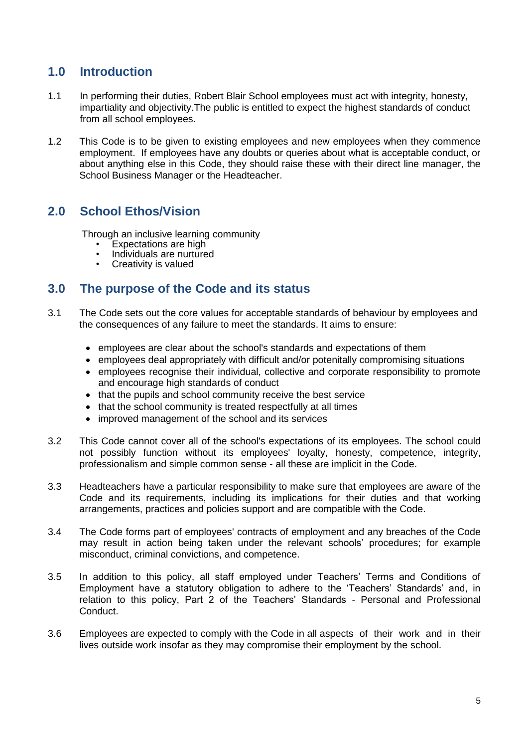## 1.0 Introduction

1.1 In performing their duties, Robert Blair School employees must act with integrity, honesty, impartiality and objectivity.The public is entitled to expect the highest standards of conduct from all school employees.

1.2 This Code is to be given to existing employees and new employees when they commence employment. If employees have any doubts or queries about what is acceptable conduct, or about anything else in this Code, they should raise these with their direct line manager, the School Business Manager or the Headteacher.

## 2.0 School Ethos/Vision

Through an inclusive learning community

- Expectations are high
- Individuals are nurtured
- Creativity is valued

## 3.0 The purpose of the Code and its status

3.1 The Code sets out the core values for acceptable standards of behaviour by employees and the consequences of any failure to meet the standards. It aims to ensure:

- employees are clear about the school's standards and expectations of them
- employees deal appropriately with difficult and/or potenitally compromising situations
- employees recognise their individual, collective and corporate responsibility to promote and encourage high standards of conduct
- that the pupils and school community receive the best service
- that the school community is treated respectfully at all times
- improved management of the school and its services

3.2 This Code cannot cover all of the school's expectations of its employees. The school could not possibly function without its employees' loyalty, honesty, competence, integrity, professionalism and simple common sense - all these are implicit in the Code.

3.3 Headteachers have a particular responsibility to make sure that employees are aware of the Code and its requirements, including its implications for their duties and that working arrangements, practices and policies support and are compatible with the Code.

3.4 The Code forms part of employees' contracts of employment and any breaches of the Code may result in action being taken under the relevant schools' procedures; for example misconduct, criminal convictions, and competence.

3.5 In addition to this policy, all staff employed under Teachers' Terms and Conditions of Employment have a statutory obligation to adhere to the 'Teachers' Standards' and, in relation to this policy, Part 2 of the Teachers' Standards - Personal and Professional Conduct.

3.6 Employees are expected to comply with the Code in all aspects of their work and in their lives outside work insofar as they may compromise their employment by the school.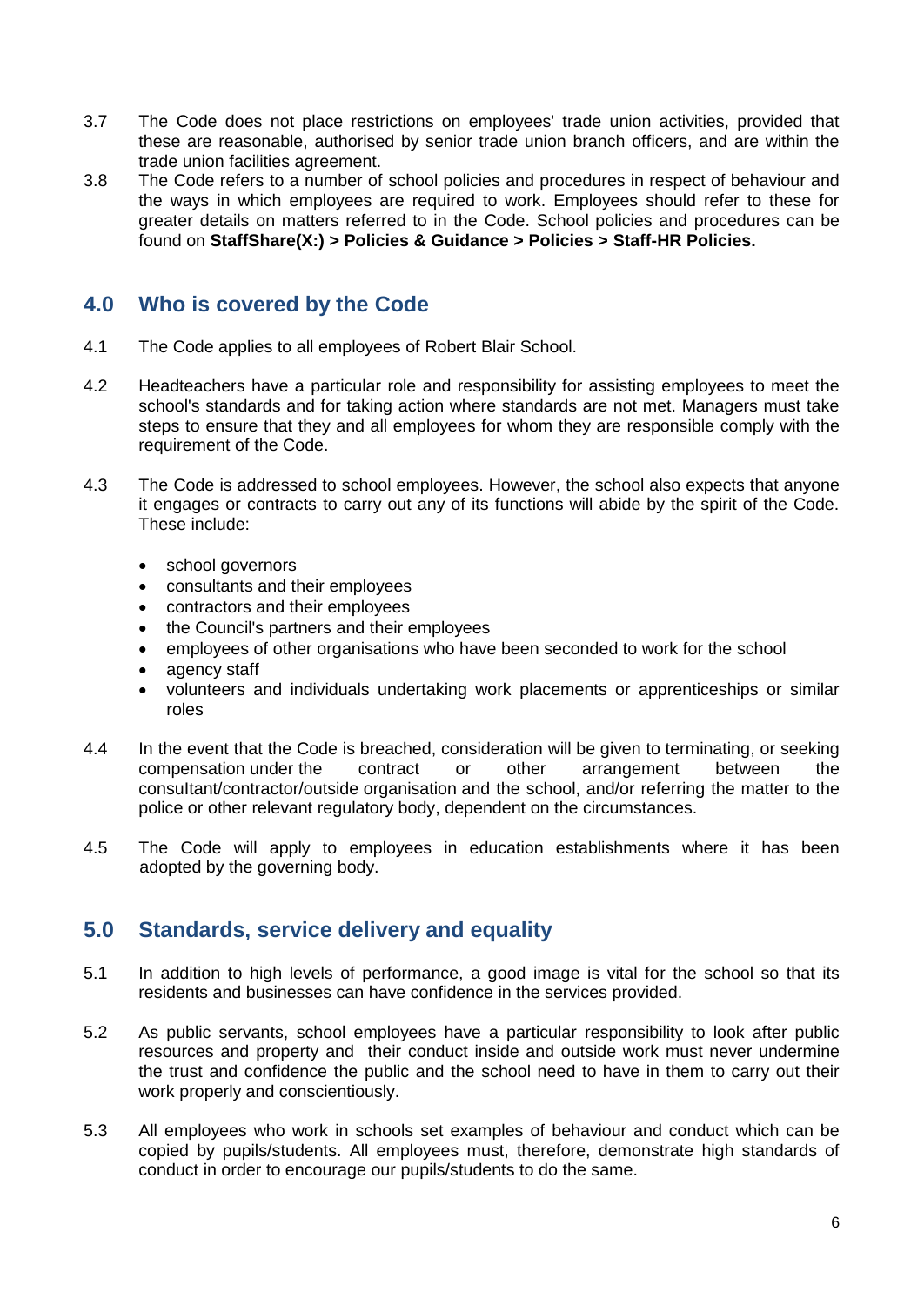3.7 The Code does not place restrictions on employees' trade union activities, provided that these are reasonable, authorised by senior trade union branch officers, and are within the trade union facilities agreement.

3.8 The Code refers to a number of school policies and procedures in respect of behaviour and the ways in which employees are required to work. Employees should refer to these for greater details on matters referred to in the Code. School policies and procedures can be found on **StaffShare(X:) > Policies & Guidance > Policies > Staff-HR Policies.**

## 4.0 Who is covered by the Code

4.1 The Code applies to all employees of Robert Blair School.

4.2 Headteachers have a particular role and responsibility for assisting employees to meet the school's standards and for taking action where standards are not met. Managers must take steps to ensure that they and all employees for whom they are responsible comply with the requirement of the Code.

4.3 The Code is addressed to school employees. However, the school also expects that anyone it engages or contracts to carry out any of its functions will abide by the spirit of the Code. These include:

- school governors
- consultants and their employees
- contractors and their employees
- the Council's partners and their employees
- employees of other organisations who have been seconded to work for the school
- agency staff
- volunteers and individuals undertaking work placements or apprenticeships or similar roles

4.4 In the event that the Code is breached, consideration will be given to terminating, or seeking compensation under the contract or other arrangement between the consultant/contractor/outside organisation and the school, and/or referring the matter to the police or other relevant regulatory body, dependent on the circumstances.

4.5 The Code will apply to employees in education establishments where it has been adopted by the governing body.

## 5.0 Standards, service delivery and equality

5.1 In addition to high levels of performance, a good image is vital for the school so that its residents and businesses can have confidence in the services provided.

5.2 As public servants, school employees have a particular responsibility to look after public resources and property and their conduct inside and outside work must never undermine the trust and confidence the public and the school need to have in them to carry out their work properly and conscientiously.

5.3 All employees who work in schools set examples of behaviour and conduct which can be copied by pupils/students. All employees must, therefore, demonstrate high standards of conduct in order to encourage our pupils/students to do the same.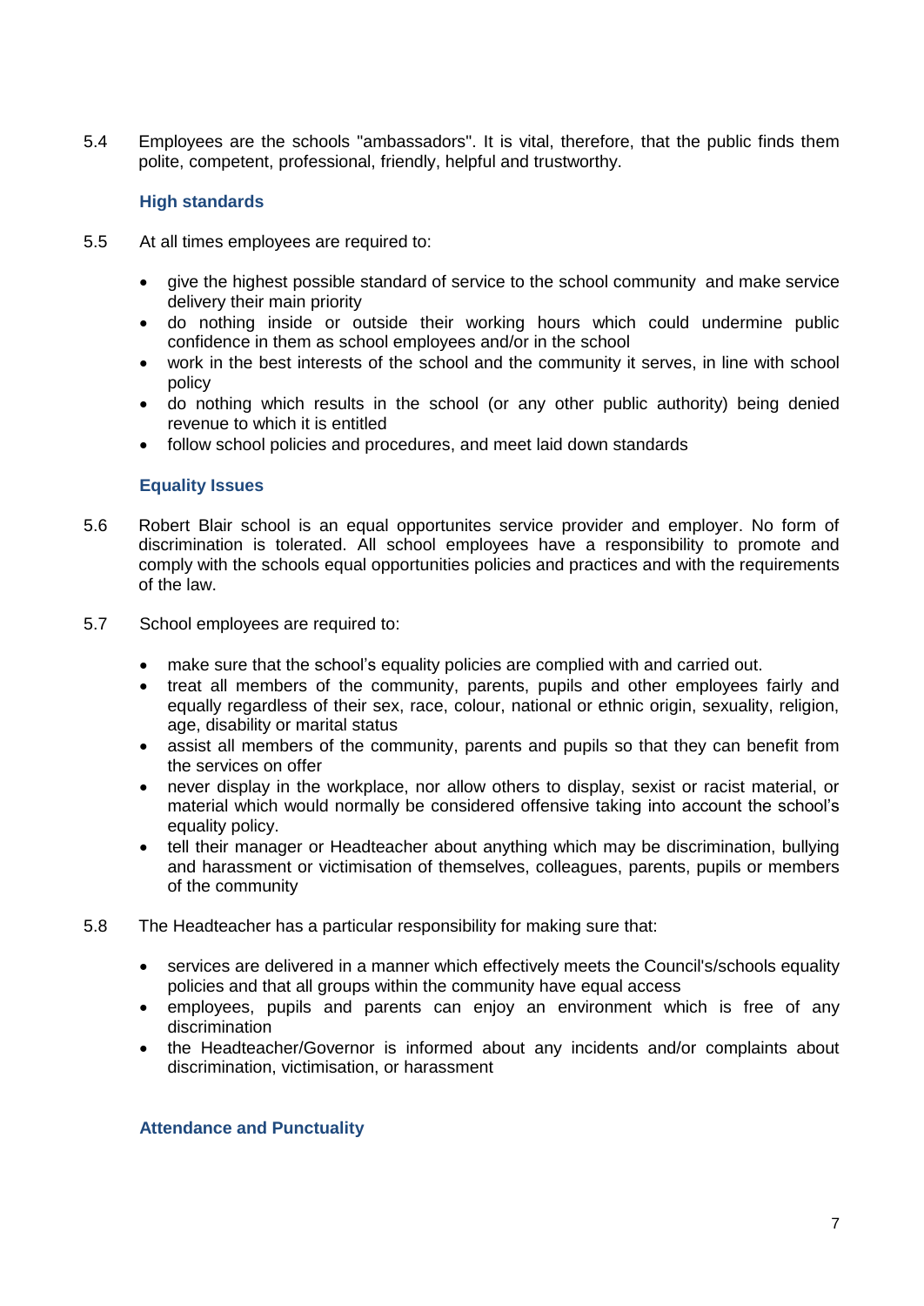5.4 Employees are the schools "ambassadors". It is vital, therefore, that the public finds them polite, competent, professional, friendly, helpful and trustworthy.

### High standards

5.5 At all times employees are required to:

- give the highest possible standard of service to the school community and make service delivery their main priority
- do nothing inside or outside their working hours which could undermine public confidence in them as school employees and/or in the school
- work in the best interests of the school and the community it serves, in line with school policy
- do nothing which results in the school (or any other public authority) being denied revenue to which it is entitled
- follow school policies and procedures, and meet laid down standards

### Equality Issues

5.6 Robert Blair school is an equal opportunites service provider and employer. No form of discrimination is tolerated. All school employees have a responsibility to promote and comply with the schools equal opportunities policies and practices and with the requirements of the law.

5.7 School employees are required to:

- make sure that the school's equality policies are complied with and carried out.
- treat all members of the community, parents, pupils and other employees fairly and equally regardless of their sex, race, colour, national or ethnic origin, sexuality, religion, age, disability or marital status
- assist all members of the community, parents and pupils so that they can benefit from the services on offer
- never display in the workplace, nor allow others to display, sexist or racist material, or material which would normally be considered offensive taking into account the school's equality policy.
- tell their manager or Headteacher about anything which may be discrimination, bullying and harassment or victimisation of themselves, colleagues, parents, pupils or members of the community

5.8 The Headteacher has a particular responsibility for making sure that:

- services are delivered in a manner which effectively meets the Council's/schools equality policies and that all groups within the community have equal access
- employees, pupils and parents can enjoy an environment which is free of any discrimination
- the Headteacher/Governor is informed about any incidents and/or complaints about discrimination, victimisation, or harassment

### Attendance and Punctuality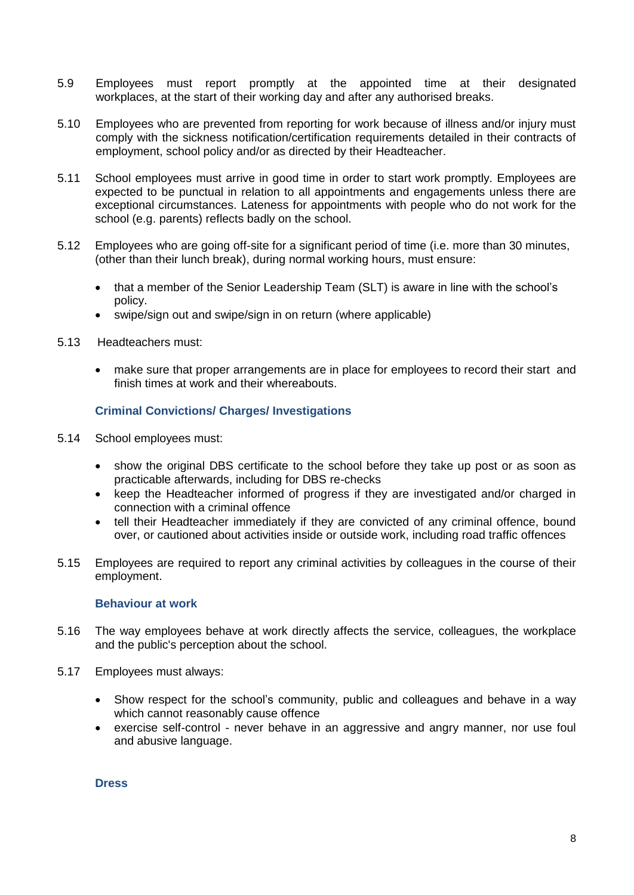5.9 Employees must report promptly at the appointed time at their designated workplaces, at the start of their working day and after any authorised breaks.

5.10 Employees who are prevented from reporting for work because of illness and/or injury must comply with the sickness notification/certification requirements detailed in their contracts of employment, school policy and/or as directed by their Headteacher.

5.11 School employees must arrive in good time in order to start work promptly. Employees are expected to be punctual in relation to all appointments and engagements unless there are exceptional circumstances. Lateness for appointments with people who do not work for the school (e.g. parents) reflects badly on the school.

5.12 Employees who are going off-site for a significant period of time (i.e. more than 30 minutes, (other than their lunch break), during normal working hours, must ensure:

- that a member of the Senior Leadership Team (SLT) is aware in line with the school's policy.
- swipe/sign out and swipe/sign in on return (where applicable)

5.13 Headteachers must:

- make sure that proper arrangements are in place for employees to record their start and finish times at work and their whereabouts.

### Criminal Convictions/ Charges/ Investigations

5.14 School employees must:

- show the original DBS certificate to the school before they take up post or as soon as practicable afterwards, including for DBS re-checks
- keep the Headteacher informed of progress if they are investigated and/or charged in connection with a criminal offence
- tell their Headteacher immediately if they are convicted of any criminal offence, bound over, or cautioned about activities inside or outside work, including road traffic offences

5.15 Employees are required to report any criminal activities by colleagues in the course of their employment.

### Behaviour at work

5.16 The way employees behave at work directly affects the service, colleagues, the workplace and the public's perception about the school.

5.17 Employees must always:

- Show respect for the school's community, public and colleagues and behave in a way which cannot reasonably cause offence
- exercise self-control - never behave in an aggressive and angry manner, nor use foul and abusive language.

### Dress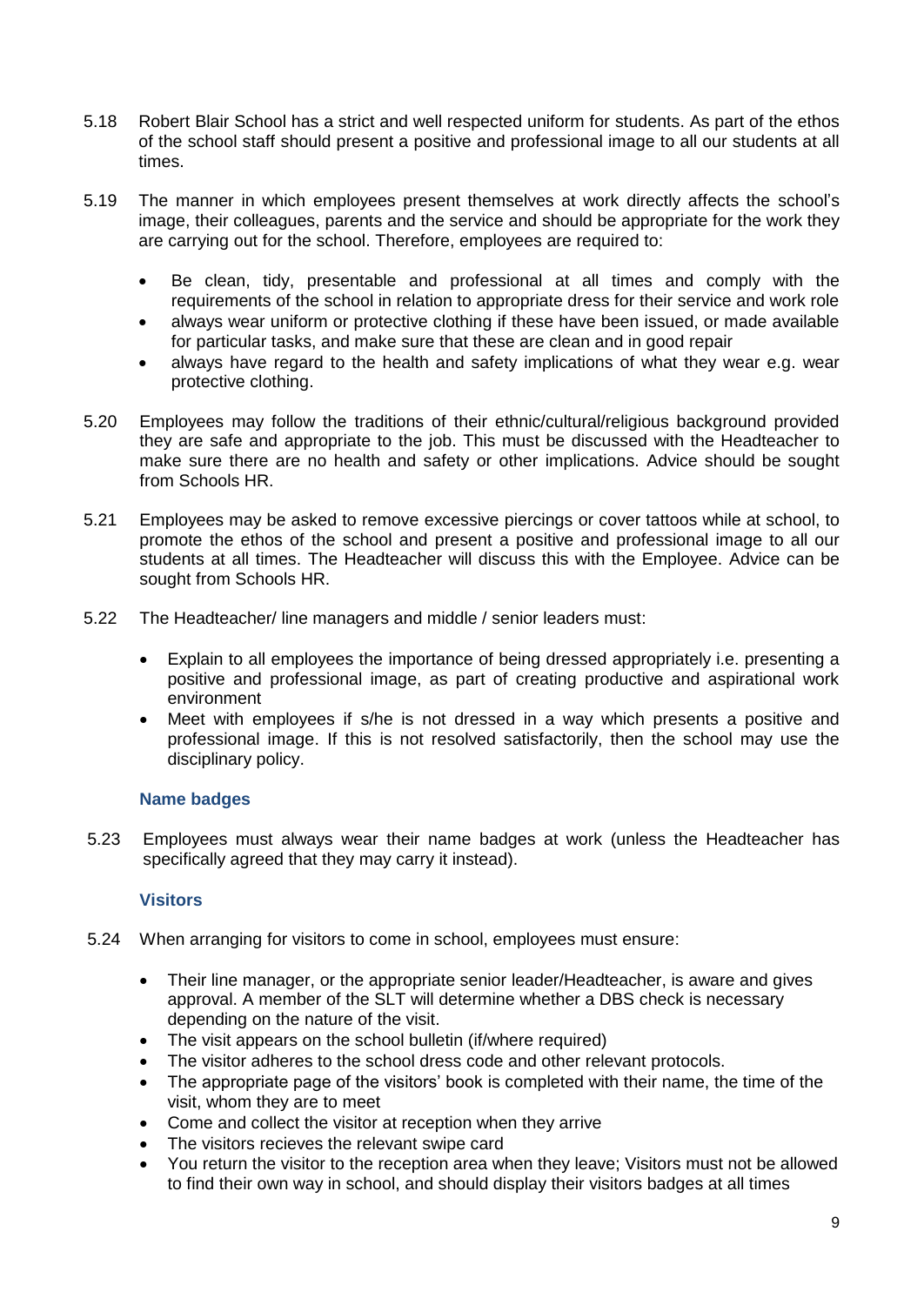5.18 Robert Blair School has a strict and well respected uniform for students. As part of the ethos of the school staff should present a positive and professional image to all our students at all times.

5.19 The manner in which employees present themselves at work directly affects the school's image, their colleagues, parents and the service and should be appropriate for the work they are carrying out for the school. Therefore, employees are required to:

- Be clean, tidy, presentable and professional at all times and comply with the requirements of the school in relation to appropriate dress for their service and work role
- always wear uniform or protective clothing if these have been issued, or made available for particular tasks, and make sure that these are clean and in good repair
- always have regard to the health and safety implications of what they wear e.g. wear protective clothing.

5.20 Employees may follow the traditions of their ethnic/cultural/religious background provided they are safe and appropriate to the job. This must be discussed with the Headteacher to make sure there are no health and safety or other implications. Advice should be sought from Schools HR.

5.21 Employees may be asked to remove excessive piercings or cover tattoos while at school, to promote the ethos of the school and present a positive and professional image to all our students at all times. The Headteacher will discuss this with the Employee. Advice can be sought from Schools HR.

5.22 The Headteacher/ line managers and middle / senior leaders must:

- Explain to all employees the importance of being dressed appropriately i.e. presenting a positive and professional image, as part of creating productive and aspirational work environment
- Meet with employees if s/he is not dressed in a way which presents a positive and professional image. If this is not resolved satisfactorily, then the school may use the disciplinary policy.

### Name badges

5.23 Employees must always wear their name badges at work (unless the Headteacher has specifically agreed that they may carry it instead).

### Visitors

5.24 When arranging for visitors to come in school, employees must ensure:

- Their line manager, or the appropriate senior leader/Headteacher, is aware and gives approval. A member of the SLT will determine whether a DBS check is necessary depending on the nature of the visit.
- The visit appears on the school bulletin (if/where required)
- The visitor adheres to the school dress code and other relevant protocols.
- The appropriate page of the visitors' book is completed with their name, the time of the visit, whom they are to meet
- Come and collect the visitor at reception when they arrive
- The visitors recieves the relevant swipe card
- You return the visitor to the reception area when they leave; Visitors must not be allowed to find their own way in school, and should display their visitors badges at all times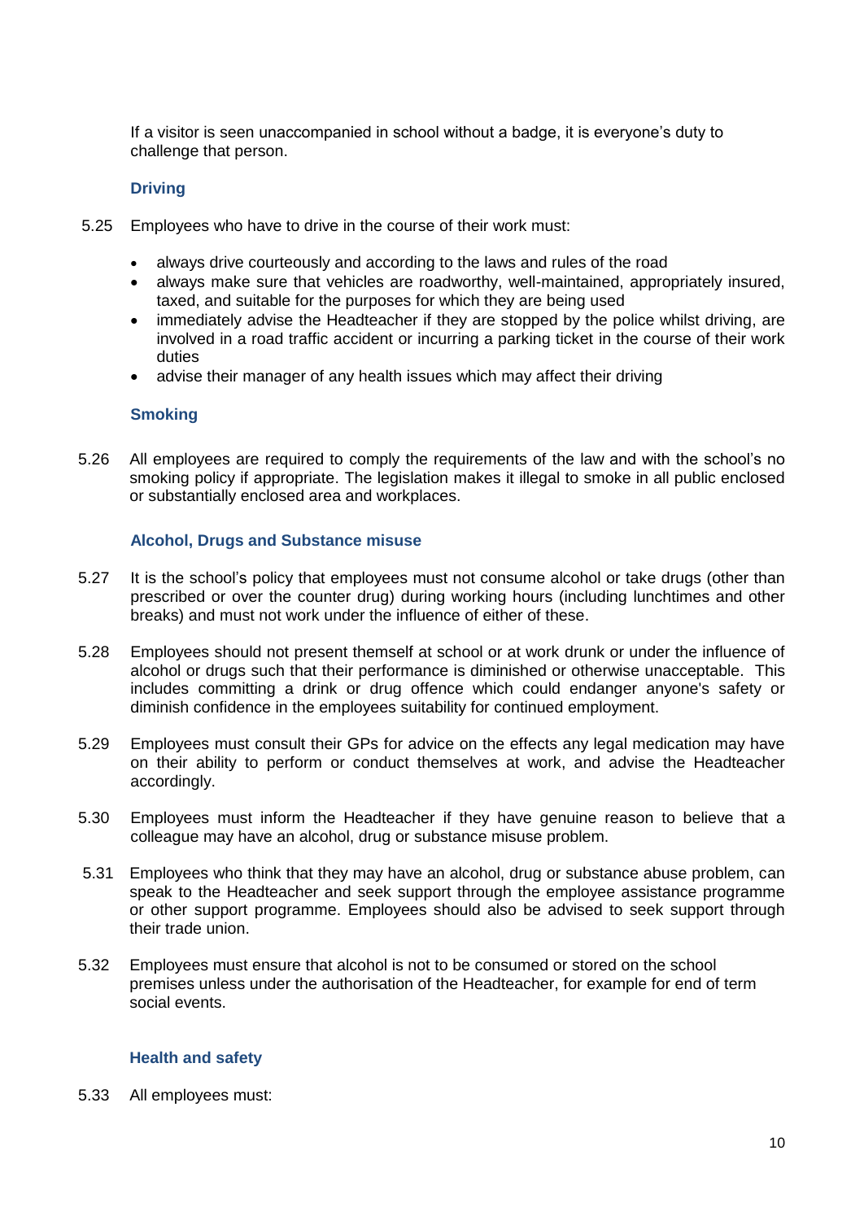If a visitor is seen unaccompanied in school without a badge, it is everyone's duty to challenge that person.

### Driving

5.25 Employees who have to drive in the course of their work must:

- always drive courteously and according to the laws and rules of the road
- always make sure that vehicles are roadworthy, well-maintained, appropriately insured, taxed, and suitable for the purposes for which they are being used
- immediately advise the Headteacher if they are stopped by the police whilst driving, are involved in a road traffic accident or incurring a parking ticket in the course of their work duties
- advise their manager of any health issues which may affect their driving

### Smoking

5.26 All employees are required to comply the requirements of the law and with the school's no smoking policy if appropriate. The legislation makes it illegal to smoke in all public enclosed or substantially enclosed area and workplaces.

### Alcohol, Drugs and Substance misuse

5.27 It is the school's policy that employees must not consume alcohol or take drugs (other than prescribed or over the counter drug) during working hours (including lunchtimes and other breaks) and must not work under the influence of either of these.

5.28 Employees should not present themself at school or at work drunk or under the influence of alcohol or drugs such that their performance is diminished or otherwise unacceptable. This includes committing a drink or drug offence which could endanger anyone's safety or diminish confidence in the employees suitability for continued employment.

5.29 Employees must consult their GPs for advice on the effects any legal medication may have on their ability to perform or conduct themselves at work, and advise the Headteacher accordingly.

5.30 Employees must inform the Headteacher if they have genuine reason to believe that a colleague may have an alcohol, drug or substance misuse problem.

5.31 Employees who think that they may have an alcohol, drug or substance abuse problem, can speak to the Headteacher and seek support through the employee assistance programme or other support programme. Employees should also be advised to seek support through their trade union.

5.32 Employees must ensure that alcohol is not to be consumed or stored on the school premises unless under the authorisation of the Headteacher, for example for end of term social events.

### Health and safety

5.33 All employees must: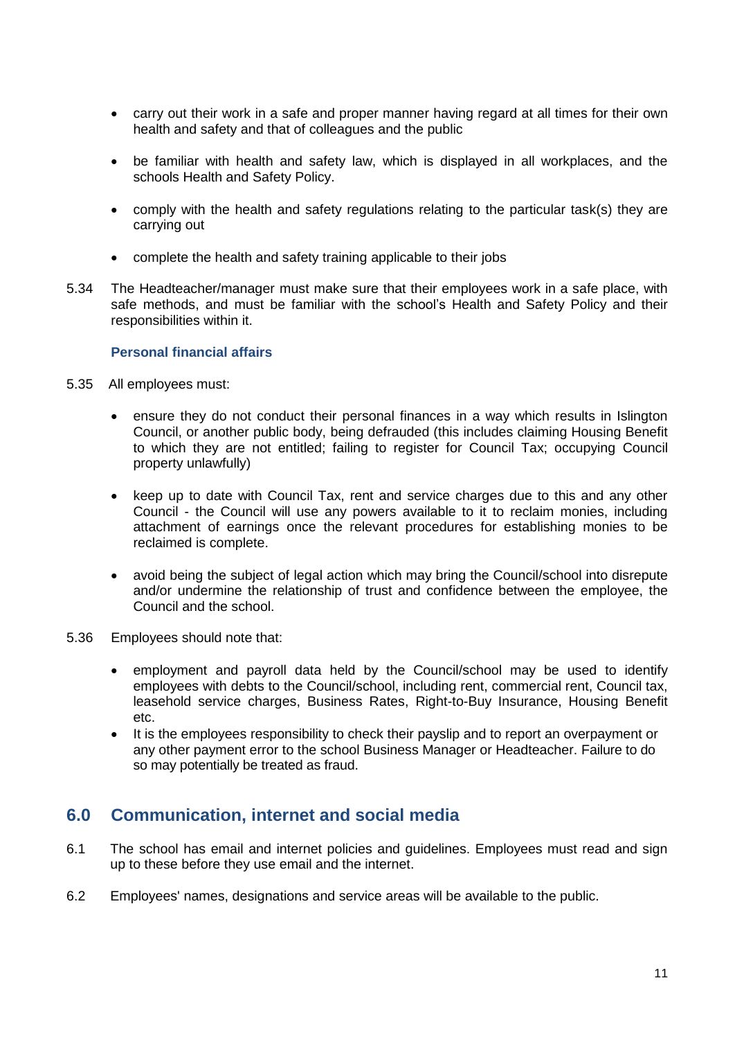- carry out their work in a safe and proper manner having regard at all times for their own health and safety and that of colleagues and the public
- be familiar with health and safety law, which is displayed in all workplaces, and the schools Health and Safety Policy.
- comply with the health and safety regulations relating to the particular task(s) they are carrying out
- complete the health and safety training applicable to their jobs

5.34 The Headteacher/manager must make sure that their employees work in a safe place, with safe methods, and must be familiar with the school's Health and Safety Policy and their responsibilities within it.

### Personal financial affairs

5.35 All employees must:

- ensure they do not conduct their personal finances in a way which results in Islington Council, or another public body, being defrauded (this includes claiming Housing Benefit to which they are not entitled; failing to register for Council Tax; occupying Council property unlawfully)
- keep up to date with Council Tax, rent and service charges due to this and any other Council - the Council will use any powers available to it to reclaim monies, including attachment of earnings once the relevant procedures for establishing monies to be reclaimed is complete.
- avoid being the subject of legal action which may bring the Council/school into disrepute and/or undermine the relationship of trust and confidence between the employee, the Council and the school.

5.36 Employees should note that:

- employment and payroll data held by the Council/school may be used to identify employees with debts to the Council/school, including rent, commercial rent, Council tax, leasehold service charges, Business Rates, Right-to-Buy Insurance, Housing Benefit etc.
- It is the employees responsibility to check their payslip and to report an overpayment or any other payment error to the school Business Manager or Headteacher. Failure to do so may potentially be treated as fraud.

## 6.0 Communication, internet and social media

6.1 The school has email and internet policies and guidelines. Employees must read and sign up to these before they use email and the internet.

6.2 Employees' names, designations and service areas will be available to the public.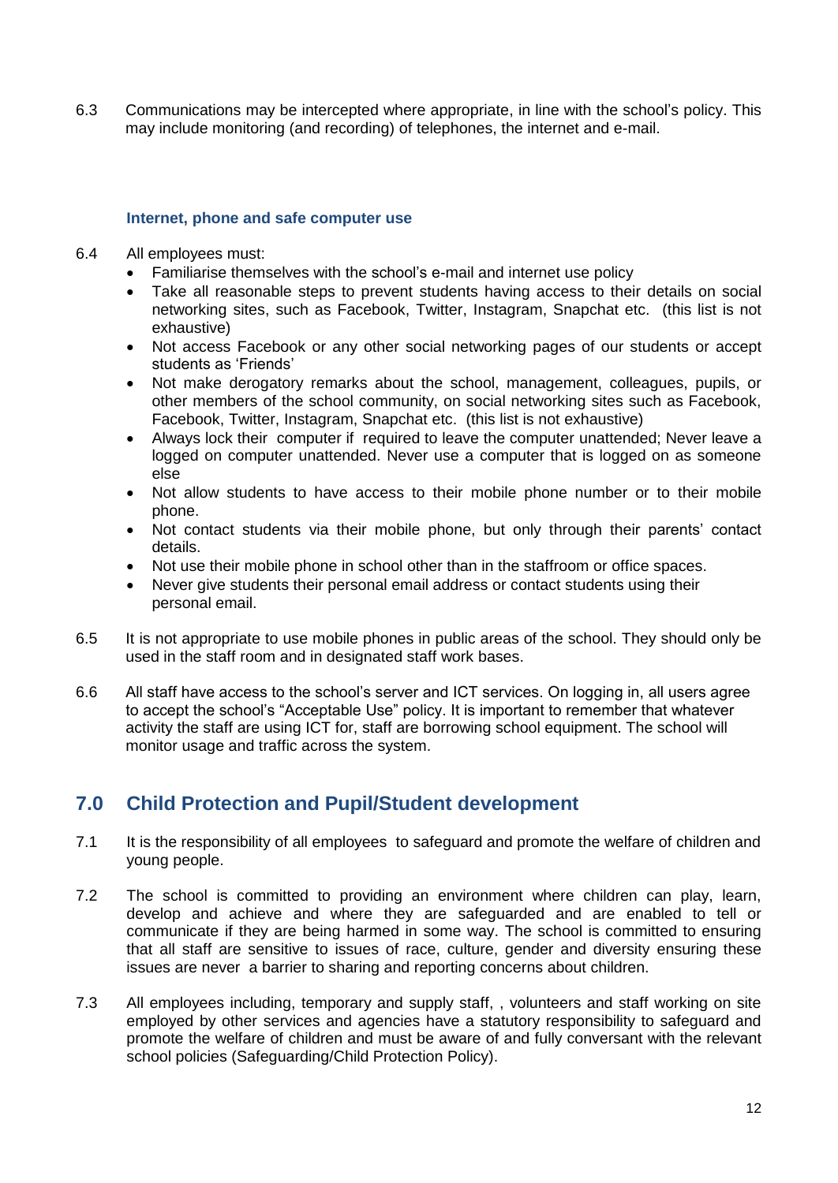6.3 Communications may be intercepted where appropriate, in line with the school's policy. This may include monitoring (and recording) of telephones, the internet and e-mail.

### Internet, phone and safe computer use

6.4 All employees must:

- Familiarise themselves with the school's e-mail and internet use policy
- Take all reasonable steps to prevent students having access to their details on social networking sites, such as Facebook, Twitter, Instagram, Snapchat etc. (this list is not exhaustive)
- Not access Facebook or any other social networking pages of our students or accept students as 'Friends'
- Not make derogatory remarks about the school, management, colleagues, pupils, or other members of the school community, on social networking sites such as Facebook, Twitter, Instagram, Snapchat etc. (this list is not exhaustive)
- Always lock their computer if required to leave the computer unattended; Never leave a logged on computer unattended. Never use a computer that is logged on as someone else
- Not allow students to have access to their mobile phone number or to their mobile phone.
- Not contact students via their mobile phone, but only through their parents' contact details.
- Not use their mobile phone in school other than in the staffroom or office spaces.
- Never give students their personal email address or contact students using their personal email.

6.5 It is not appropriate to use mobile phones in public areas of the school. They should only be used in the staff room and in designated staff work bases.

6.6 All staff have access to the school's server and ICT services. On logging in, all users agree to accept the school's "Acceptable Use" policy. It is important to remember that whatever activity the staff are using ICT for, staff are borrowing school equipment. The school will monitor usage and traffic across the system.

## 7.0 Child Protection and Pupil/Student development

7.1 It is the responsibility of all employees to safeguard and promote the welfare of children and young people.

7.2 The school is committed to providing an environment where children can play, learn, develop and achieve and where they are safeguarded and are enabled to tell or communicate if they are being harmed in some way. The school is committed to ensuring that all staff are sensitive to issues of race, culture, gender and diversity ensuring these issues are never a barrier to sharing and reporting concerns about children.

7.3 All employees including, temporary and supply staff, , volunteers and staff working on site employed by other services and agencies have a statutory responsibility to safeguard and promote the welfare of children and must be aware of and fully conversant with the relevant school policies (Safeguarding/Child Protection Policy).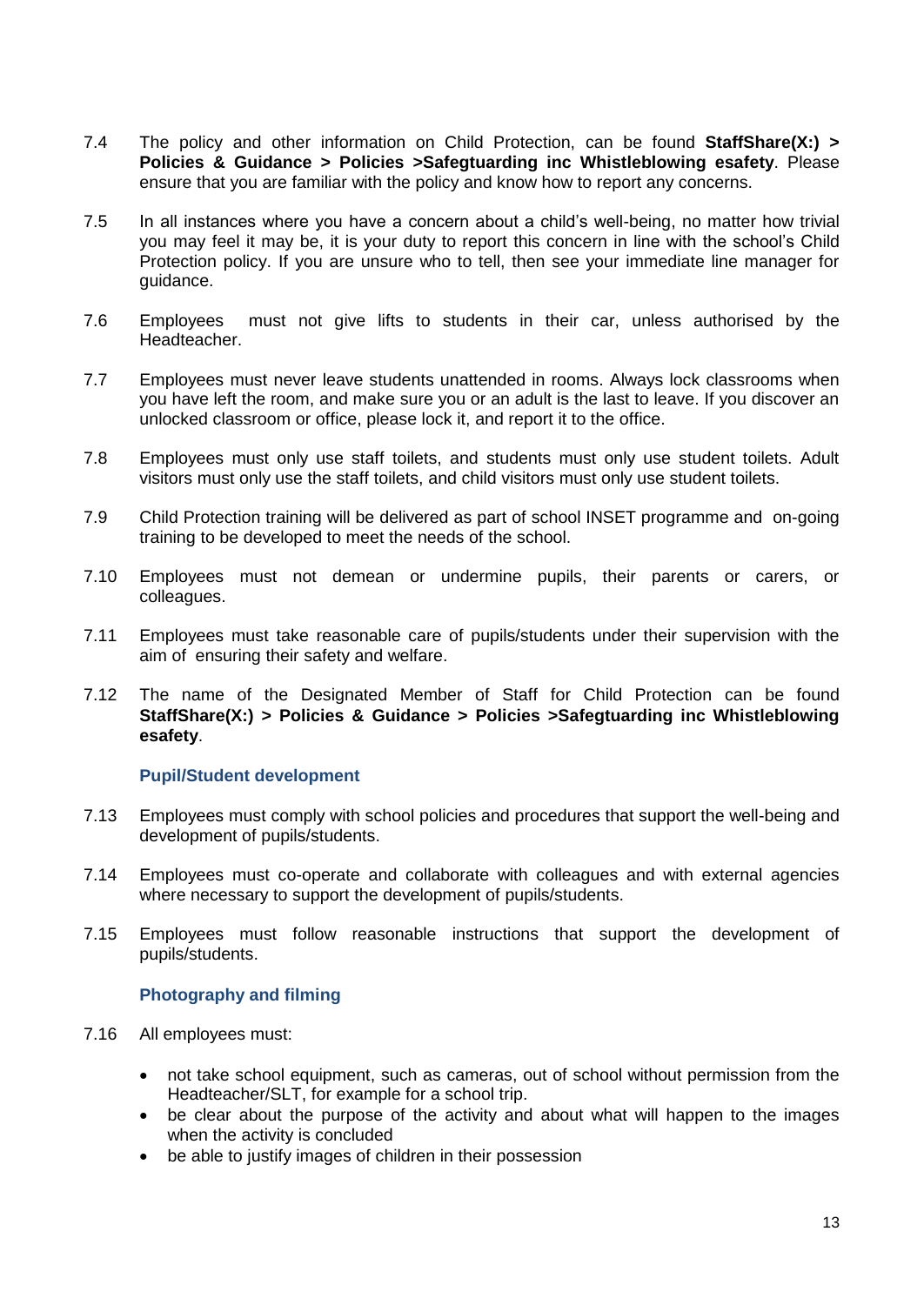7.4 The policy and other information on Child Protection, can be found **StaffShare(X:) > Policies & Guidance > Policies >Safeguarding inc Whistleblowing esafety**. Please ensure that you are familiar with the policy and know how to report any concerns.

7.5 In all instances where you have a concern about a child's well-being, no matter how trivial you may feel it may be, it is your duty to report this concern in line with the school's Child Protection policy. If you are unsure who to tell, then see your immediate line manager for guidance.

7.6 Employees must not give lifts to students in their car, unless authorised by the Headteacher.

7.7 Employees must never leave students unattended in rooms. Always lock classrooms when you have left the room, and make sure you or an adult is the last to leave. If you discover an unlocked classroom or office, please lock it, and report it to the office.

7.8 Employees must only use staff toilets, and students must only use student toilets. Adult visitors must only use the staff toilets, and child visitors must only use student toilets.

7.9 Child Protection training will be delivered as part of school INSET programme and on-going training to be developed to meet the needs of the school.

7.10 Employees must not demean or undermine pupils, their parents or carers, or colleagues.

7.11 Employees must take reasonable care of pupils/students under their supervision with the aim of ensuring their safety and welfare.

7.12 The name of the Designated Member of Staff for Child Protection can be found **StaffShare(X:) > Policies & Guidance > Policies >Safeguarding inc Whistleblowing esafety**.

### Pupil/Student development

7.13 Employees must comply with school policies and procedures that support the well-being and development of pupils/students.

7.14 Employees must co-operate and collaborate with colleagues and with external agencies where necessary to support the development of pupils/students.

7.15 Employees must follow reasonable instructions that support the development of pupils/students.

### Photography and filming

7.16 All employees must:

- not take school equipment, such as cameras, out of school without permission from the Headteacher/SLT, for example for a school trip.
- be clear about the purpose of the activity and about what will happen to the images when the activity is concluded
- be able to justify images of children in their possession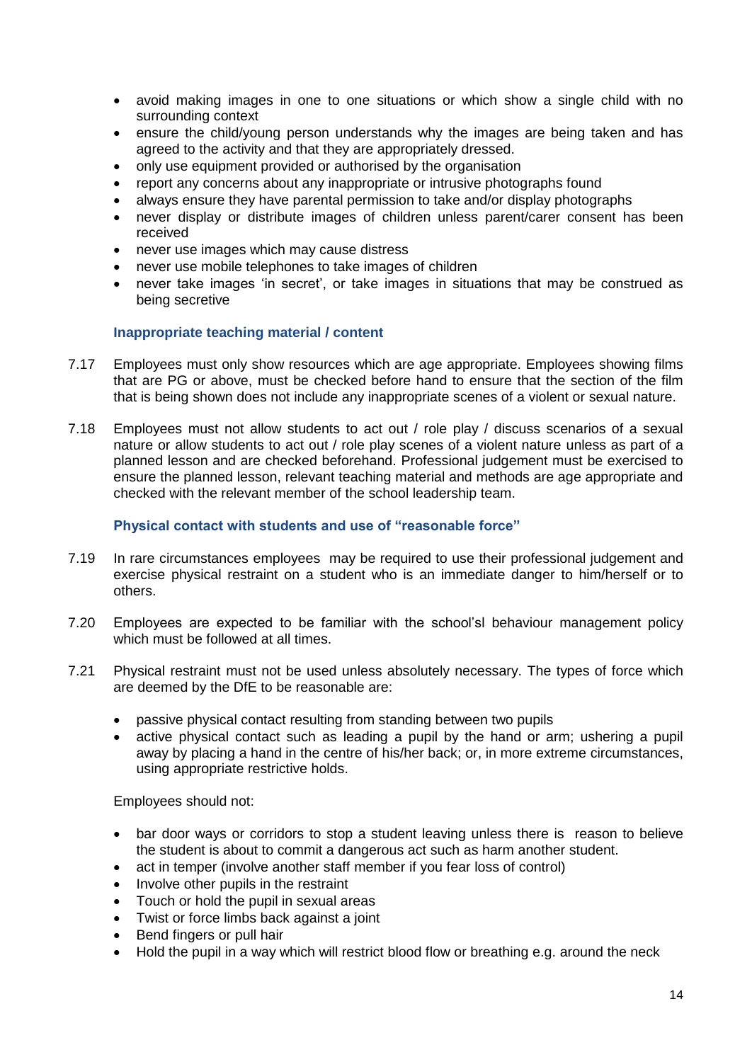- avoid making images in one to one situations or which show a single child with no surrounding context
- ensure the child/young person understands why the images are being taken and has agreed to the activity and that they are appropriately dressed.
- only use equipment provided or authorised by the organisation
- report any concerns about any inappropriate or intrusive photographs found
- always ensure they have parental permission to take and/or display photographs
- never display or distribute images of children unless parent/carer consent has been received
- never use images which may cause distress
- never use mobile telephones to take images of children
- never take images 'in secret', or take images in situations that may be construed as being secretive

### Inappropriate teaching material / content

7.17 Employees must only show resources which are age appropriate. Employees showing films that are PG or above, must be checked before hand to ensure that the section of the film that is being shown does not include any inappropriate scenes of a violent or sexual nature.

7.18 Employees must not allow students to act out / role play / discuss scenarios of a sexual nature or allow students to act out / role play scenes of a violent nature unless as part of a planned lesson and are checked beforehand. Professional judgement must be exercised to ensure the planned lesson, relevant teaching material and methods are age appropriate and checked with the relevant member of the school leadership team.

### Physical contact with students and use of "reasonable force"

7.19 In rare circumstances employees may be required to use their professional judgement and exercise physical restraint on a student who is an immediate danger to him/herself or to others.

7.20 Employees are expected to be familiar with the school'sl behaviour management policy which must be followed at all times.

7.21 Physical restraint must not be used unless absolutely necessary. The types of force which are deemed by the DfE to be reasonable are:

- passive physical contact resulting from standing between two pupils
- active physical contact such as leading a pupil by the hand or arm; ushering a pupil away by placing a hand in the centre of his/her back; or, in more extreme circumstances, using appropriate restrictive holds.

Employees should not:

- bar door ways or corridors to stop a student leaving unless there is reason to believe the student is about to commit a dangerous act such as harm another student.
- act in temper (involve another staff member if you fear loss of control)
- Involve other pupils in the restraint
- Touch or hold the pupil in sexual areas
- Twist or force limbs back against a joint
- Bend fingers or pull hair
- Hold the pupil in a way which will restrict blood flow or breathing e.g. around the neck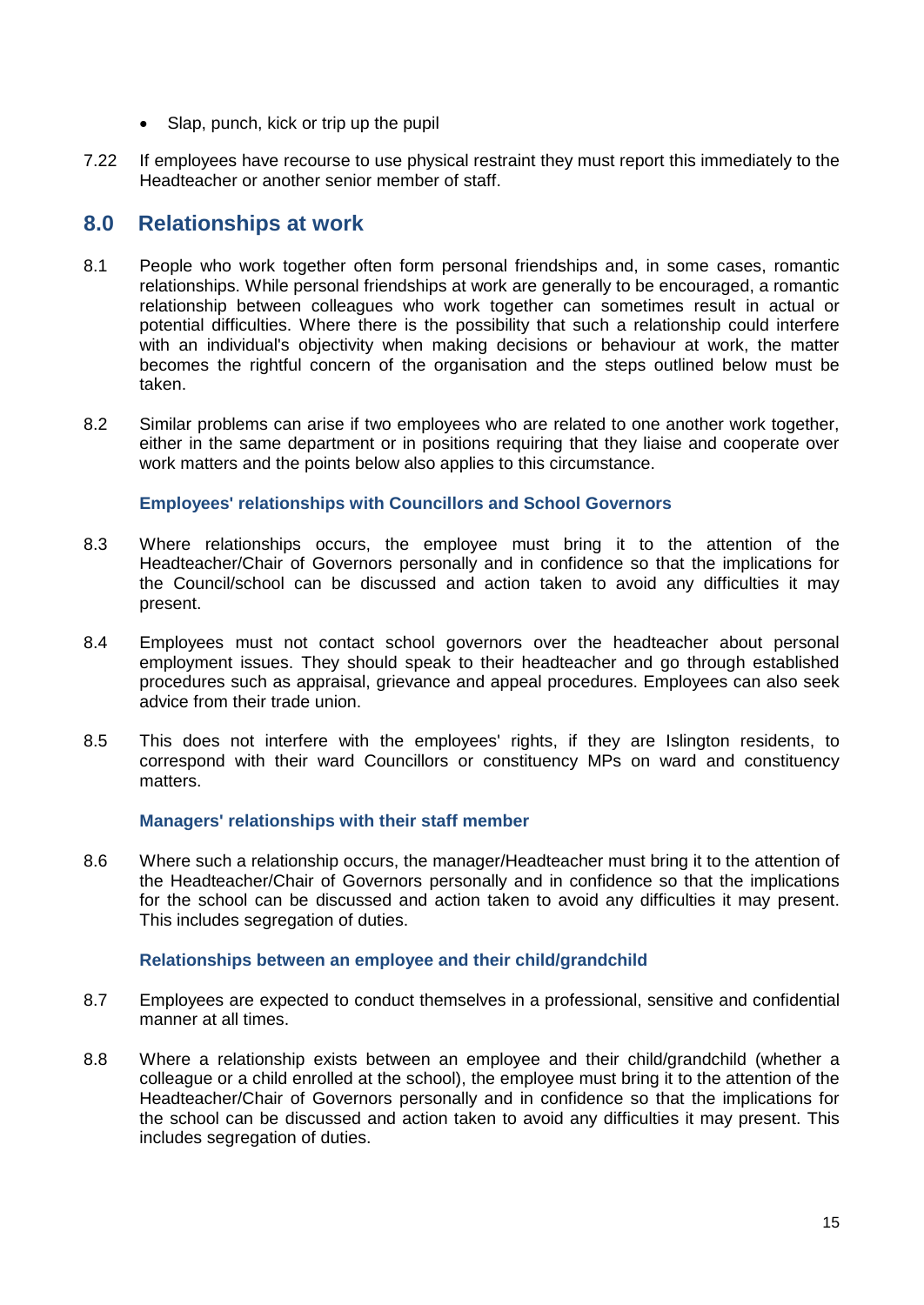- Slap, punch, kick or trip up the pupil

7.22 If employees have recourse to use physical restraint they must report this immediately to the Headteacher or another senior member of staff.

## 8.0 Relationships at work

8.1 People who work together often form personal friendships and, in some cases, romantic relationships. While personal friendships at work are generally to be encouraged, a romantic relationship between colleagues who work together can sometimes result in actual or potential difficulties. Where there is the possibility that such a relationship could interfere with an individual's objectivity when making decisions or behaviour at work, the matter becomes the rightful concern of the organisation and the steps outlined below must be taken.

8.2 Similar problems can arise if two employees who are related to one another work together, either in the same department or in positions requiring that they liaise and cooperate over work matters and the points below also applies to this circumstance.

### Employees' relationships with Councillors and School Governors

8.3 Where relationships occurs, the employee must bring it to the attention of the Headteacher/Chair of Governors personally and in confidence so that the implications for the Council/school can be discussed and action taken to avoid any difficulties it may present.

8.4 Employees must not contact school governors over the headteacher about personal employment issues. They should speak to their headteacher and go through established procedures such as appraisal, grievance and appeal procedures. Employees can also seek advice from their trade union.

8.5 This does not interfere with the employees' rights, if they are Islington residents, to correspond with their ward Councillors or constituency MPs on ward and constituency matters.

### Managers' relationships with their staff member

8.6 Where such a relationship occurs, the manager/Headteacher must bring it to the attention of the Headteacher/Chair of Governors personally and in confidence so that the implications for the school can be discussed and action taken to avoid any difficulties it may present. This includes segregation of duties.

### Relationships between an employee and their child/grandchild

8.7 Employees are expected to conduct themselves in a professional, sensitive and confidential manner at all times.

8.8 Where a relationship exists between an employee and their child/grandchild (whether a colleague or a child enrolled at the school), the employee must bring it to the attention of the Headteacher/Chair of Governors personally and in confidence so that the implications for the school can be discussed and action taken to avoid any difficulties it may present. This includes segregation of duties.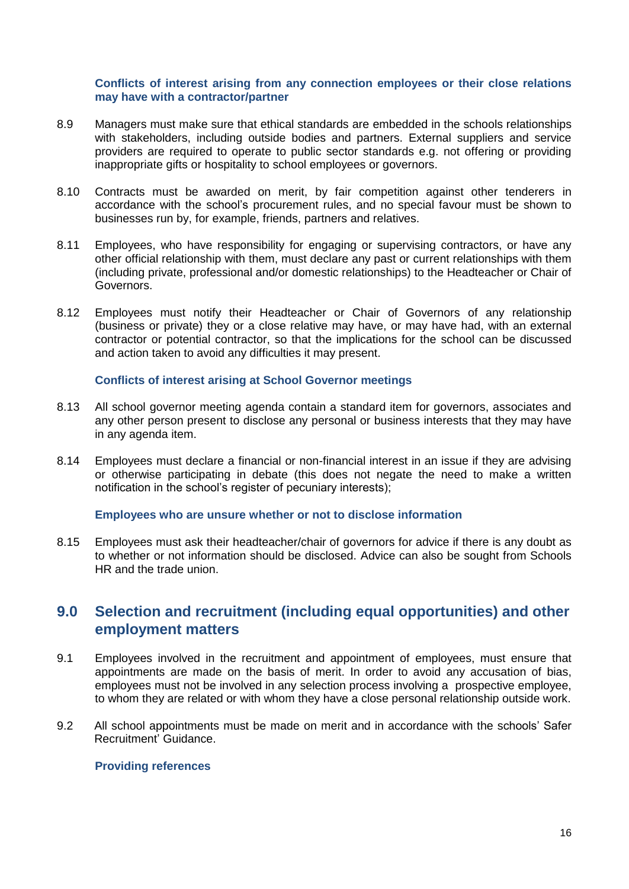### Conflicts of interest arising from any connection employees or their close relations may have with a contractor/partner

8.9 Managers must make sure that ethical standards are embedded in the schools relationships with stakeholders, including outside bodies and partners. External suppliers and service providers are required to operate to public sector standards e.g. not offering or providing inappropriate gifts or hospitality to school employees or governors.

8.10 Contracts must be awarded on merit, by fair competition against other tenderers in accordance with the school's procurement rules, and no special favour must be shown to businesses run by, for example, friends, partners and relatives.

8.11 Employees, who have responsibility for engaging or supervising contractors, or have any other official relationship with them, must declare any past or current relationships with them (including private, professional and/or domestic relationships) to the Headteacher or Chair of Governors.

8.12 Employees must notify their Headteacher or Chair of Governors of any relationship (business or private) they or a close relative may have, or may have had, with an external contractor or potential contractor, so that the implications for the school can be discussed and action taken to avoid any difficulties it may present.

### Conflicts of interest arising at School Governor meetings

8.13 All school governor meeting agenda contain a standard item for governors, associates and any other person present to disclose any personal or business interests that they may have in any agenda item.

8.14 Employees must declare a financial or non-financial interest in an issue if they are advising or otherwise participating in debate (this does not negate the need to make a written notification in the school's register of pecuniary interests);

### Employees who are unsure whether or not to disclose information

8.15 Employees must ask their headteacher/chair of governors for advice if there is any doubt as to whether or not information should be disclosed. Advice can also be sought from Schools HR and the trade union.

## 9.0 Selection and recruitment (including equal opportunities) and other employment matters

9.1 Employees involved in the recruitment and appointment of employees, must ensure that appointments are made on the basis of merit. In order to avoid any accusation of bias, employees must not be involved in any selection process involving a prospective employee, to whom they are related or with whom they have a close personal relationship outside work.

9.2 All school appointments must be made on merit and in accordance with the schools' Safer Recruitment' Guidance.

### Providing references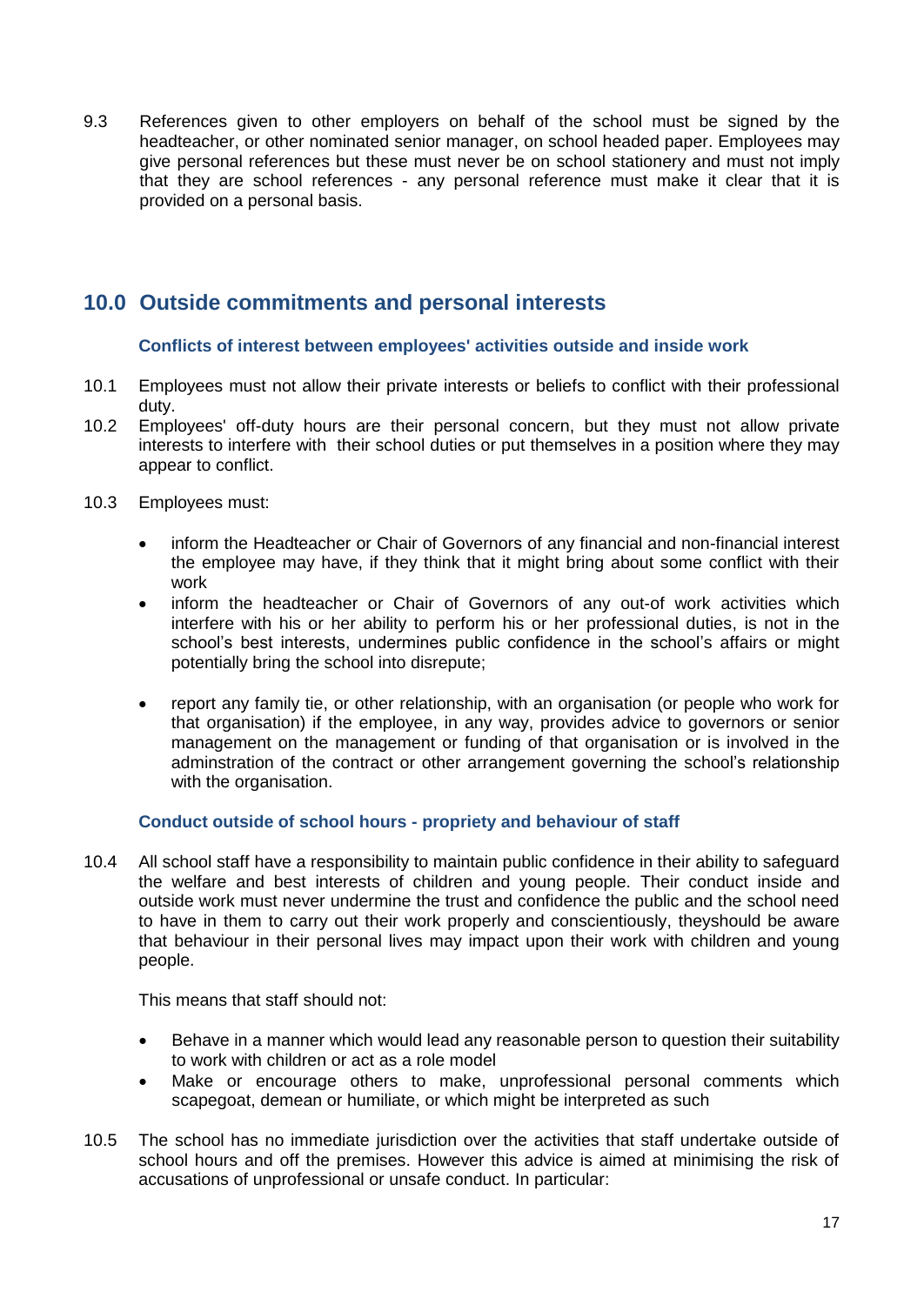9.3 References given to other employers on behalf of the school must be signed by the headteacher, or other nominated senior manager, on school headed paper. Employees may give personal references but these must never be on school stationery and must not imply that they are school references - any personal reference must make it clear that it is provided on a personal basis.

## 10.0 Outside commitments and personal interests

### Conflicts of interest between employees' activities outside and inside work

10.1 Employees must not allow their private interests or beliefs to conflict with their professional duty.

10.2 Employees' off-duty hours are their personal concern, but they must not allow private interests to interfere with their school duties or put themselves in a position where they may appear to conflict.

10.3 Employees must:

- inform the Headteacher or Chair of Governors of any financial and non-financial interest the employee may have, if they think that it might bring about some conflict with their work
- inform the headteacher or Chair of Governors of any out-of work activities which interfere with his or her ability to perform his or her professional duties, is not in the school's best interests, undermines public confidence in the school's affairs or might potentially bring the school into disrepute;
- report any family tie, or other relationship, with an organisation (or people who work for that organisation) if the employee, in any way, provides advice to governors or senior management on the management or funding of that organisation or is involved in the adminstration of the contract or other arrangement governing the school's relationship with the organisation.

### Conduct outside of school hours - propriety and behaviour of staff

10.4 All school staff have a responsibility to maintain public confidence in their ability to safeguard the welfare and best interests of children and young people. Their conduct inside and outside work must never undermine the trust and confidence the public and the school need to have in them to carry out their work properly and conscientiously, theyshould be aware that behaviour in their personal lives may impact upon their work with children and young people.

This means that staff should not:

- Behave in a manner which would lead any reasonable person to question their suitability to work with children or act as a role model
- Make or encourage others to make, unprofessional personal comments which scapegoat, demean or humiliate, or which might be interpreted as such

10.5 The school has no immediate jurisdiction over the activities that staff undertake outside of school hours and off the premises. However this advice is aimed at minimising the risk of accusations of unprofessional or unsafe conduct. In particular: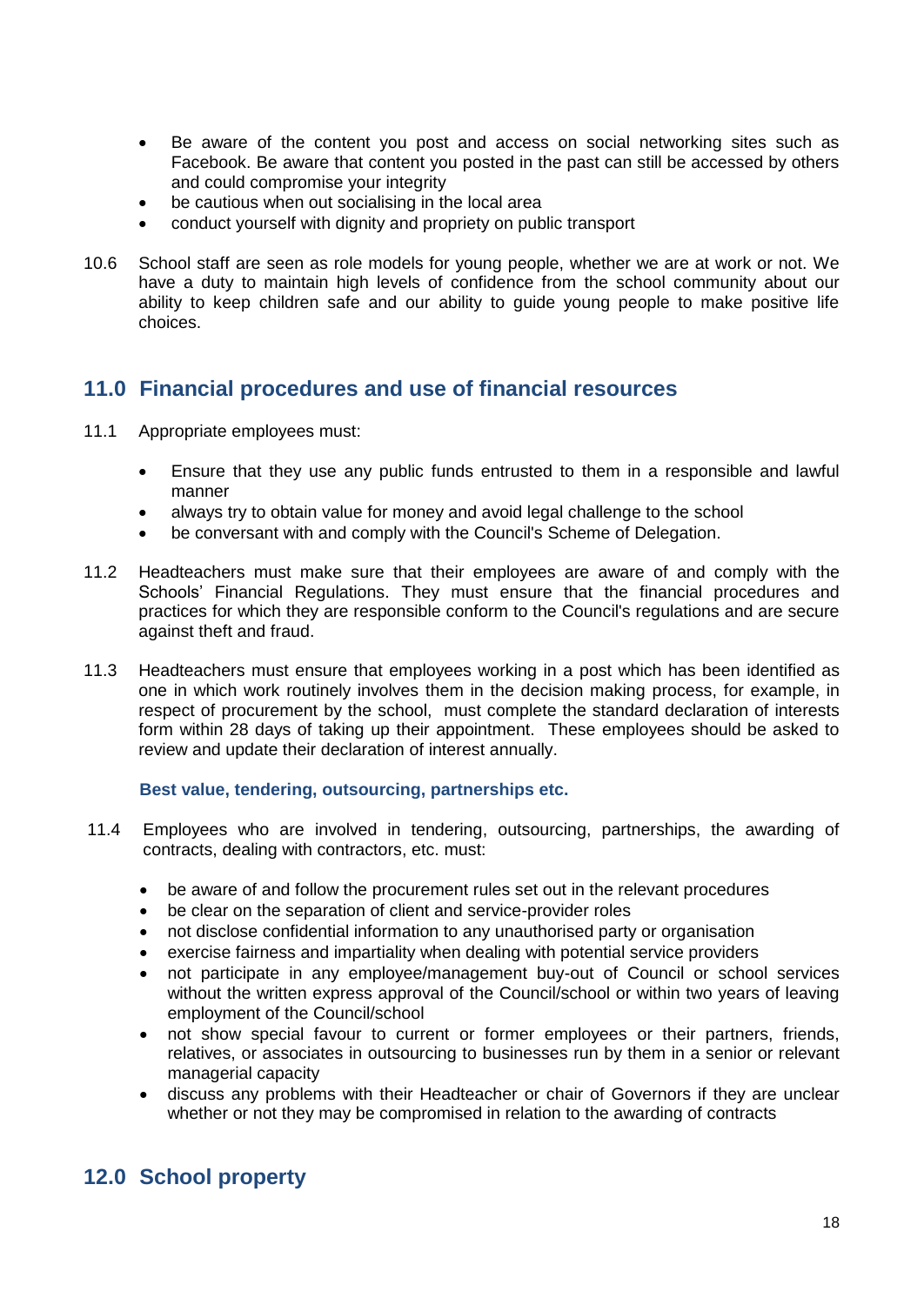- Be aware of the content you post and access on social networking sites such as Facebook. Be aware that content you posted in the past can still be accessed by others and could compromise your integrity
- be cautious when out socialising in the local area
- conduct yourself with dignity and propriety on public transport

10.6 School staff are seen as role models for young people, whether we are at work or not. We have a duty to maintain high levels of confidence from the school community about our ability to keep children safe and our ability to guide young people to make positive life choices.

## 11.0 Financial procedures and use of financial resources

11.1 Appropriate employees must:

- Ensure that they use any public funds entrusted to them in a responsible and lawful manner
- always try to obtain value for money and avoid legal challenge to the school
- be conversant with and comply with the Council's Scheme of Delegation.

11.2 Headteachers must make sure that their employees are aware of and comply with the Schools' Financial Regulations. They must ensure that the financial procedures and practices for which they are responsible conform to the Council's regulations and are secure against theft and fraud.

11.3 Headteachers must ensure that employees working in a post which has been identified as one in which work routinely involves them in the decision making process, for example, in respect of procurement by the school, must complete the standard declaration of interests form within 28 days of taking up their appointment. These employees should be asked to review and update their declaration of interest annually.

### Best value, tendering, outsourcing, partnerships etc.

11.4 Employees who are involved in tendering, outsourcing, partnerships, the awarding of contracts, dealing with contractors, etc. must:

- be aware of and follow the procurement rules set out in the relevant procedures
- be clear on the separation of client and service-provider roles
- not disclose confidential information to any unauthorised party or organisation
- exercise fairness and impartiality when dealing with potential service providers
- not participate in any employee/management buy-out of Council or school services without the written express approval of the Council/school or within two years of leaving employment of the Council/school
- not show special favour to current or former employees or their partners, friends, relatives, or associates in outsourcing to businesses run by them in a senior or relevant managerial capacity
- discuss any problems with their Headteacher or chair of Governors if they are unclear whether or not they may be compromised in relation to the awarding of contracts

## 12.0 School property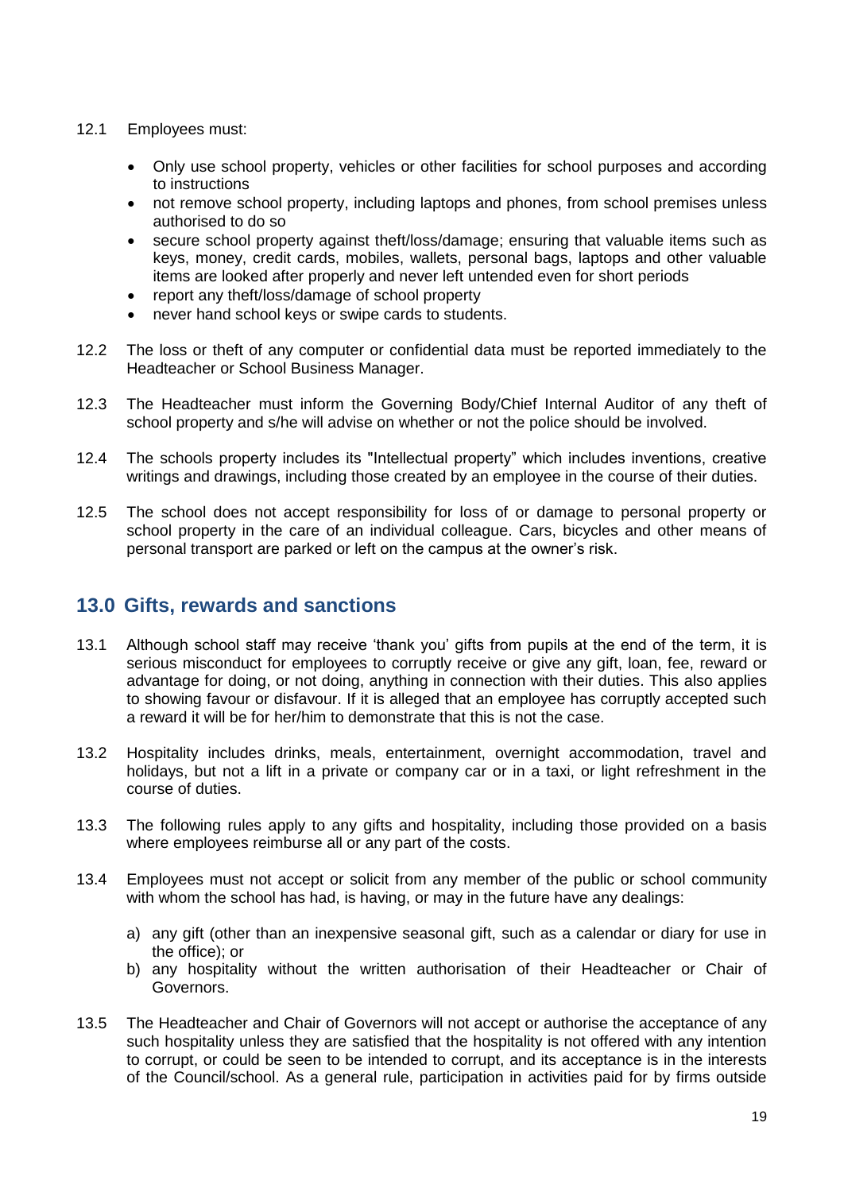12.1 Employees must:

- Only use school property, vehicles or other facilities for school purposes and according to instructions
- not remove school property, including laptops and phones, from school premises unless authorised to do so
- secure school property against theft/loss/damage; ensuring that valuable items such as keys, money, credit cards, mobiles, wallets, personal bags, laptops and other valuable items are looked after properly and never left untended even for short periods
- report any theft/loss/damage of school property
- never hand school keys or swipe cards to students.

12.2 The loss or theft of any computer or confidential data must be reported immediately to the Headteacher or School Business Manager.

12.3 The Headteacher must inform the Governing Body/Chief Internal Auditor of any theft of school property and s/he will advise on whether or not the police should be involved.

12.4 The schools property includes its "Intellectual property" which includes inventions, creative writings and drawings, including those created by an employee in the course of their duties.

12.5 The school does not accept responsibility for loss of or damage to personal property or school property in the care of an individual colleague. Cars, bicycles and other means of personal transport are parked or left on the campus at the owner's risk.

## 13.0 Gifts, rewards and sanctions

13.1 Although school staff may receive 'thank you' gifts from pupils at the end of the term, it is serious misconduct for employees to corruptly receive or give any gift, loan, fee, reward or advantage for doing, or not doing, anything in connection with their duties. This also applies to showing favour or disfavour. If it is alleged that an employee has corruptly accepted such a reward it will be for her/him to demonstrate that this is not the case.

13.2 Hospitality includes drinks, meals, entertainment, overnight accommodation, travel and holidays, but not a lift in a private or company car or in a taxi, or light refreshment in the course of duties.

13.3 The following rules apply to any gifts and hospitality, including those provided on a basis where employees reimburse all or any part of the costs.

13.4 Employees must not accept or solicit from any member of the public or school community with whom the school has had, is having, or may in the future have any dealings:

a) any gift (other than an inexpensive seasonal gift, such as a calendar or diary for use in the office); or
b) any hospitality without the written authorisation of their Headteacher or Chair of Governors.

13.5 The Headteacher and Chair of Governors will not accept or authorise the acceptance of any such hospitality unless they are satisfied that the hospitality is not offered with any intention to corrupt, or could be seen to be intended to corrupt, and its acceptance is in the interests of the Council/school. As a general rule, participation in activities paid for by firms outside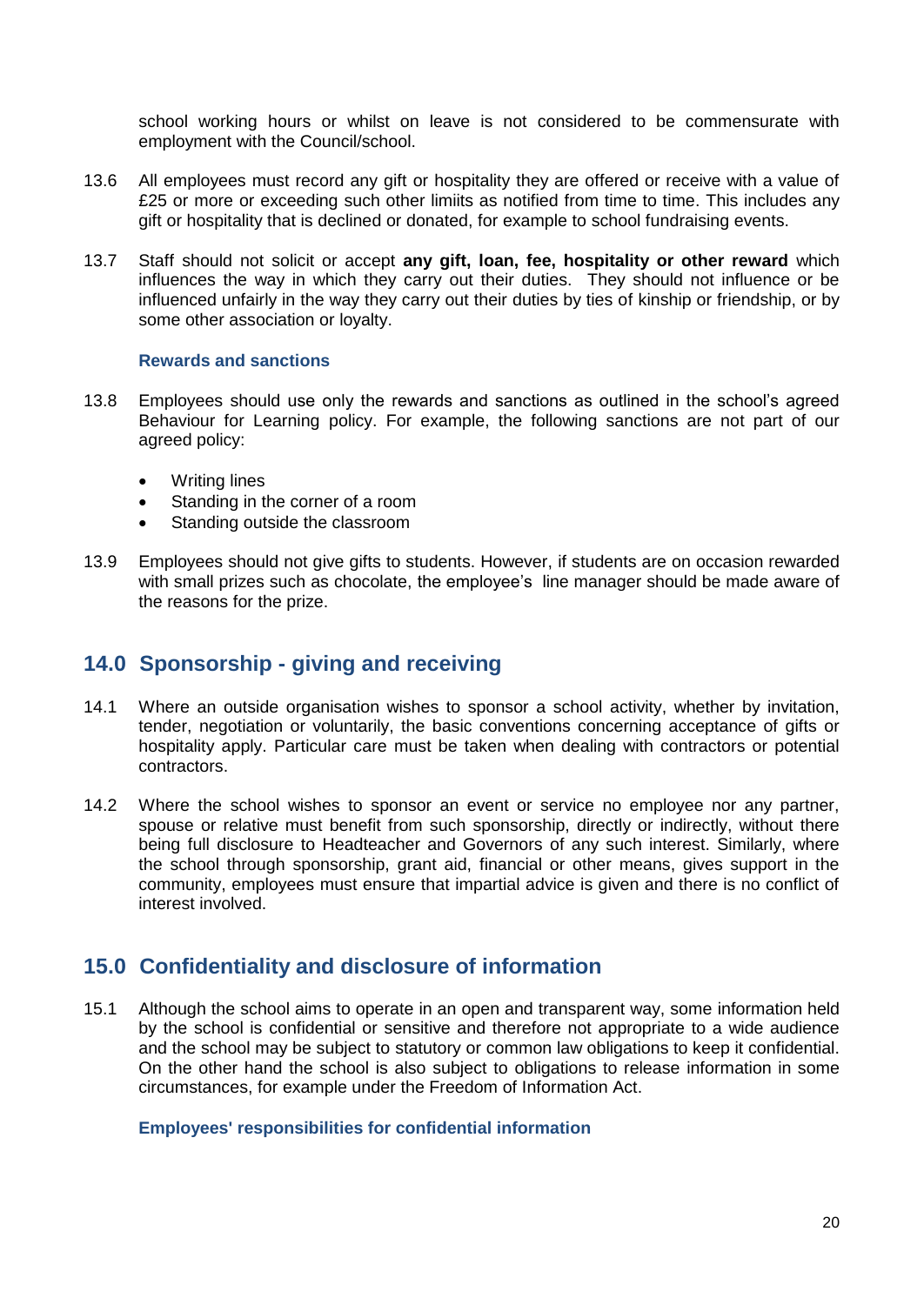school working hours or whilst on leave is not considered to be commensurate with employment with the Council/school.

13.6 All employees must record any gift or hospitality they are offered or receive with a value of £25 or more or exceeding such other limiits as notified from time to time. This includes any gift or hospitality that is declined or donated, for example to school fundraising events.

13.7 Staff should not solicit or accept **any gift, loan, fee, hospitality or other reward** which influences the way in which they carry out their duties. They should not influence or be influenced unfairly in the way they carry out their duties by ties of kinship or friendship, or by some other association or loyalty.

### Rewards and sanctions

13.8 Employees should use only the rewards and sanctions as outlined in the school's agreed Behaviour for Learning policy. For example, the following sanctions are not part of our agreed policy:

- Writing lines
- Standing in the corner of a room
- Standing outside the classroom

13.9 Employees should not give gifts to students. However, if students are on occasion rewarded with small prizes such as chocolate, the employee's line manager should be made aware of the reasons for the prize.

## 14.0 Sponsorship - giving and receiving

14.1 Where an outside organisation wishes to sponsor a school activity, whether by invitation, tender, negotiation or voluntarily, the basic conventions concerning acceptance of gifts or hospitality apply. Particular care must be taken when dealing with contractors or potential contractors.

14.2 Where the school wishes to sponsor an event or service no employee nor any partner, spouse or relative must benefit from such sponsorship, directly or indirectly, without there being full disclosure to Headteacher and Governors of any such interest. Similarly, where the school through sponsorship, grant aid, financial or other means, gives support in the community, employees must ensure that impartial advice is given and there is no conflict of interest involved.

## 15.0 Confidentiality and disclosure of information

15.1 Although the school aims to operate in an open and transparent way, some information held by the school is confidential or sensitive and therefore not appropriate to a wide audience and the school may be subject to statutory or common law obligations to keep it confidential. On the other hand the school is also subject to obligations to release information in some circumstances, for example under the Freedom of Information Act.

### Employees' responsibilities for confidential information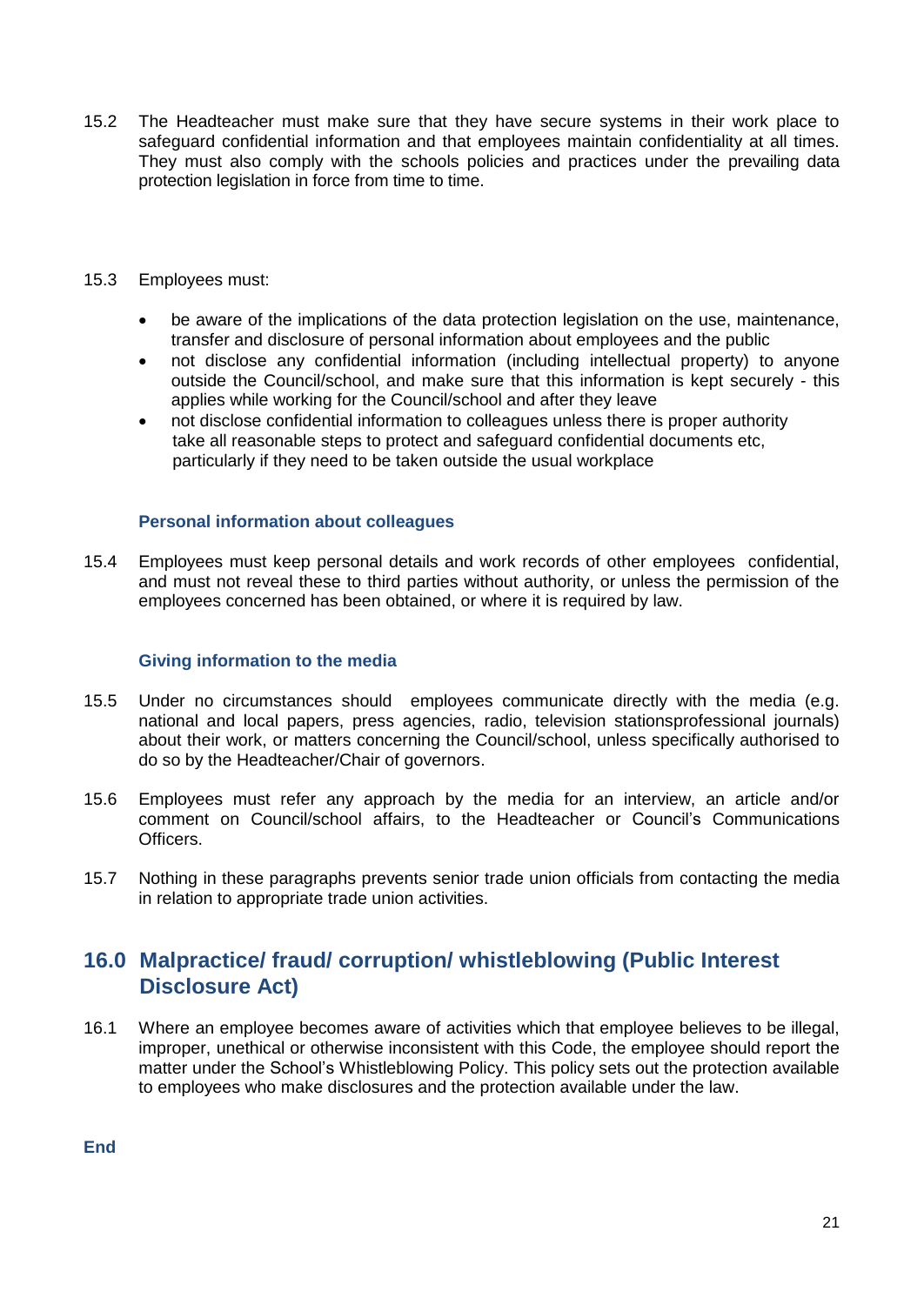15.2 The Headteacher must make sure that they have secure systems in their work place to safeguard confidential information and that employees maintain confidentiality at all times. They must also comply with the schools policies and practices under the prevailing data protection legislation in force from time to time.

15.3 Employees must:

- be aware of the implications of the data protection legislation on the use, maintenance, transfer and disclosure of personal information about employees and the public
- not disclose any confidential information (including intellectual property) to anyone outside the Council/school, and make sure that this information is kept securely - this applies while working for the Council/school and after they leave
- not disclose confidential information to colleagues unless there is proper authority take all reasonable steps to protect and safeguard confidential documents etc, particularly if they need to be taken outside the usual workplace

### Personal information about colleagues

15.4 Employees must keep personal details and work records of other employees confidential, and must not reveal these to third parties without authority, or unless the permission of the employees concerned has been obtained, or where it is required by law.

### Giving information to the media

15.5 Under no circumstances should employees communicate directly with the media (e.g. national and local papers, press agencies, radio, television stationsprofessional journals) about their work, or matters concerning the Council/school, unless specifically authorised to do so by the Headteacher/Chair of governors.

15.6 Employees must refer any approach by the media for an interview, an article and/or comment on Council/school affairs, to the Headteacher or Council's Communications Officers.

15.7 Nothing in these paragraphs prevents senior trade union officials from contacting the media in relation to appropriate trade union activities.

## 16.0 Malpractice/ fraud/ corruption/ whistleblowing (Public Interest Disclosure Act)

16.1 Where an employee becomes aware of activities which that employee believes to be illegal, improper, unethical or otherwise inconsistent with this Code, the employee should report the matter under the School's Whistleblowing Policy. This policy sets out the protection available to employees who make disclosures and the protection available under the law.

**End**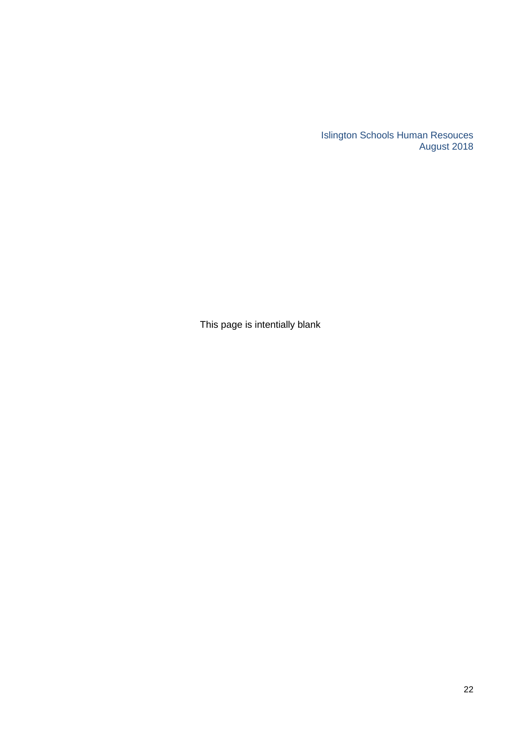Islington Schools Human Resouces
August 2018

This page is intentionally blank